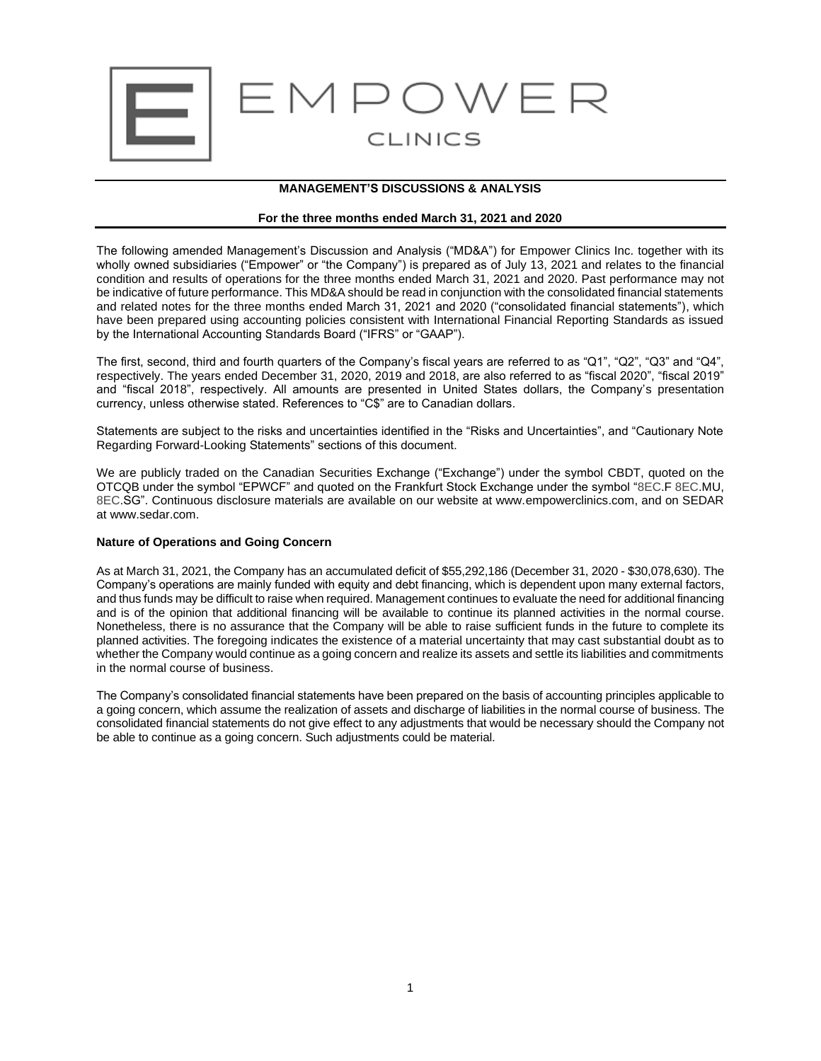EMPOWER

CLINICS

## MANAGEMENT'S DISCUSSIONS & ANALYSIS

**For the three months ended March 31, 2021 and 2020**

The following amended Management's Discussion and Analysis ("MD&A") for Empower Clinics Inc. together with its wholly owned subsidiaries ("Empower" or "the Company") is prepared as of July 13, 2021 and relates to the financial condition and results of operations for the three months ended March 31, 2021 and 2020. Past performance may not be indicative of future performance. This MD&A should be read in conjunction with the consolidated financial statements and related notes for the three months ended March 31, 2021 and 2020 ("consolidated financial statements"), which have been prepared using accounting policies consistent with International Financial Reporting Standards as issued by the International Accounting Standards Board ("IFRS" or "GAAP").

The first, second, third and fourth quarters of the Company's fiscal years are referred to as "Q1", "Q2", "Q3" and "Q4", respectively. The years ended December 31, 2020, 2019 and 2018, are also referred to as "fiscal 2020", "fiscal 2019" and "fiscal 2018", respectively. All amounts are presented in United States dollars, the Company's presentation currency, unless otherwise stated. References to "C$" are to Canadian dollars.

Statements are subject to the risks and uncertainties identified in the "Risks and Uncertainties", and "Cautionary Note Regarding Forward-Looking Statements" sections of this document.

We are publicly traded on the Canadian Securities Exchange ("Exchange") under the symbol CBDT, quoted on the OTCQB under the symbol "EPWCF" and quoted on the Frankfurt Stock Exchange under the symbol "8EC.F 8EC.MU, 8EC.SG". Continuous disclosure materials are available on our website at www.empowerclinics.com, and on SEDAR at www.sedar.com.

### Nature of Operations and Going Concern

As at March 31, 2021, the Company has an accumulated deficit of $55,292,186 (December 31, 2020 - $30,078,630). The Company's operations are mainly funded with equity and debt financing, which is dependent upon many external factors, and thus funds may be difficult to raise when required. Management continues to evaluate the need for additional financing and is of the opinion that additional financing will be available to continue its planned activities in the normal course. Nonetheless, there is no assurance that the Company will be able to raise sufficient funds in the future to complete its planned activities. The foregoing indicates the existence of a material uncertainty that may cast substantial doubt as to whether the Company would continue as a going concern and realize its assets and settle its liabilities and commitments in the normal course of business.

The Company's consolidated financial statements have been prepared on the basis of accounting principles applicable to a going concern, which assume the realization of assets and discharge of liabilities in the normal course of business. The consolidated financial statements do not give effect to any adjustments that would be necessary should the Company not be able to continue as a going concern. Such adjustments could be material.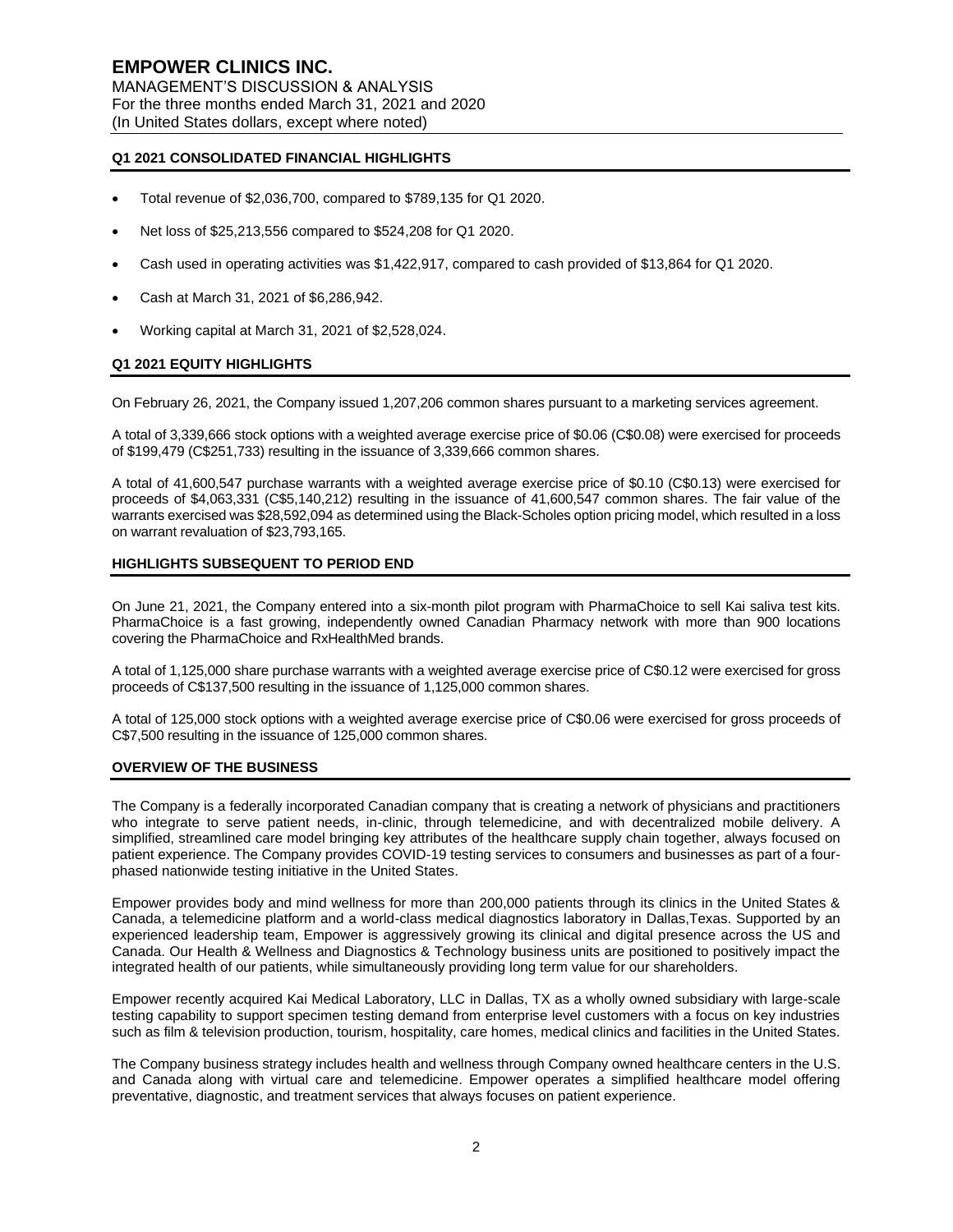## Q1 2021 CONSOLIDATED FINANCIAL HIGHLIGHTS

- Total revenue of $2,036,700, compared to $789,135 for Q1 2020.
- Net loss of $25,213,556 compared to $524,208 for Q1 2020.
- Cash used in operating activities was $1,422,917, compared to cash provided of $13,864 for Q1 2020.
- Cash at March 31, 2021 of $6,286,942.
- Working capital at March 31, 2021 of $2,528,024.

## Q1 2021 EQUITY HIGHLIGHTS

On February 26, 2021, the Company issued 1,207,206 common shares pursuant to a marketing services agreement.

A total of 3,339,666 stock options with a weighted average exercise price of $0.06 (C$0.08) were exercised for proceeds of $199,479 (C$251,733) resulting in the issuance of 3,339,666 common shares.

A total of 41,600,547 purchase warrants with a weighted average exercise price of $0.10 (C$0.13) were exercised for proceeds of $4,063,331 (C$5,140,212) resulting in the issuance of 41,600,547 common shares. The fair value of the warrants exercised was $28,592,094 as determined using the Black-Scholes option pricing model, which resulted in a loss on warrant revaluation of $23,793,165.

## HIGHLIGHTS SUBSEQUENT TO PERIOD END

On June 21, 2021, the Company entered into a six-month pilot program with PharmaChoice to sell Kai saliva test kits. PharmaChoice is a fast growing, independently owned Canadian Pharmacy network with more than 900 locations covering the PharmaChoice and RxHealthMed brands.

A total of 1,125,000 share purchase warrants with a weighted average exercise price of C$0.12 were exercised for gross proceeds of C$137,500 resulting in the issuance of 1,125,000 common shares.

A total of 125,000 stock options with a weighted average exercise price of C$0.06 were exercised for gross proceeds of C$7,500 resulting in the issuance of 125,000 common shares.

## OVERVIEW OF THE BUSINESS

The Company is a federally incorporated Canadian company that is creating a network of physicians and practitioners who integrate to serve patient needs, in-clinic, through telemedicine, and with decentralized mobile delivery. A simplified, streamlined care model bringing key attributes of the healthcare supply chain together, always focused on patient experience. The Company provides COVID-19 testing services to consumers and businesses as part of a four-phased nationwide testing initiative in the United States.

Empower provides body and mind wellness for more than 200,000 patients through its clinics in the United States & Canada, a telemedicine platform and a world-class medical diagnostics laboratory in Dallas,Texas. Supported by an experienced leadership team, Empower is aggressively growing its clinical and digital presence across the US and Canada. Our Health & Wellness and Diagnostics & Technology business units are positioned to positively impact the integrated health of our patients, while simultaneously providing long term value for our shareholders.

Empower recently acquired Kai Medical Laboratory, LLC in Dallas, TX as a wholly owned subsidiary with large-scale testing capability to support specimen testing demand from enterprise level customers with a focus on key industries such as film & television production, tourism, hospitality, care homes, medical clinics and facilities in the United States.

The Company business strategy includes health and wellness through Company owned healthcare centers in the U.S. and Canada along with virtual care and telemedicine. Empower operates a simplified healthcare model offering preventative, diagnostic, and treatment services that always focuses on patient experience.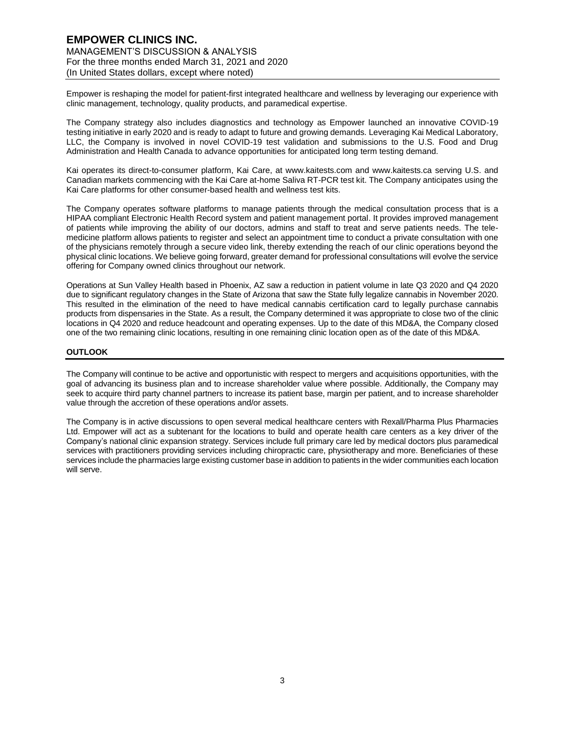Empower is reshaping the model for patient-first integrated healthcare and wellness by leveraging our experience with clinic management, technology, quality products, and paramedical expertise.

The Company strategy also includes diagnostics and technology as Empower launched an innovative COVID-19 testing initiative in early 2020 and is ready to adapt to future and growing demands. Leveraging Kai Medical Laboratory, LLC, the Company is involved in novel COVID-19 test validation and submissions to the U.S. Food and Drug Administration and Health Canada to advance opportunities for anticipated long term testing demand.

Kai operates its direct-to-consumer platform, Kai Care, at www.kaitests.com and www.kaitests.ca serving U.S. and Canadian markets commencing with the Kai Care at-home Saliva RT-PCR test kit. The Company anticipates using the Kai Care platforms for other consumer-based health and wellness test kits.

The Company operates software platforms to manage patients through the medical consultation process that is a HIPAA compliant Electronic Health Record system and patient management portal. It provides improved management of patients while improving the ability of our doctors, admins and staff to treat and serve patients needs. The tele-medicine platform allows patients to register and select an appointment time to conduct a private consultation with one of the physicians remotely through a secure video link, thereby extending the reach of our clinic operations beyond the physical clinic locations. We believe going forward, greater demand for professional consultations will evolve the service offering for Company owned clinics throughout our network.

Operations at Sun Valley Health based in Phoenix, AZ saw a reduction in patient volume in late Q3 2020 and Q4 2020 due to significant regulatory changes in the State of Arizona that saw the State fully legalize cannabis in November 2020. This resulted in the elimination of the need to have medical cannabis certification card to legally purchase cannabis products from dispensaries in the State. As a result, the Company determined it was appropriate to close two of the clinic locations in Q4 2020 and reduce headcount and operating expenses. Up to the date of this MD&A, the Company closed one of the two remaining clinic locations, resulting in one remaining clinic location open as of the date of this MD&A.

## OUTLOOK

The Company will continue to be active and opportunistic with respect to mergers and acquisitions opportunities, with the goal of advancing its business plan and to increase shareholder value where possible. Additionally, the Company may seek to acquire third party channel partners to increase its patient base, margin per patient, and to increase shareholder value through the accretion of these operations and/or assets.

The Company is in active discussions to open several medical healthcare centers with Rexall/Pharma Plus Pharmacies Ltd. Empower will act as a subtenant for the locations to build and operate health care centers as a key driver of the Company's national clinic expansion strategy. Services include full primary care led by medical doctors plus paramedical services with practitioners providing services including chiropractic care, physiotherapy and more. Beneficiaries of these services include the pharmacies large existing customer base in addition to patients in the wider communities each location will serve.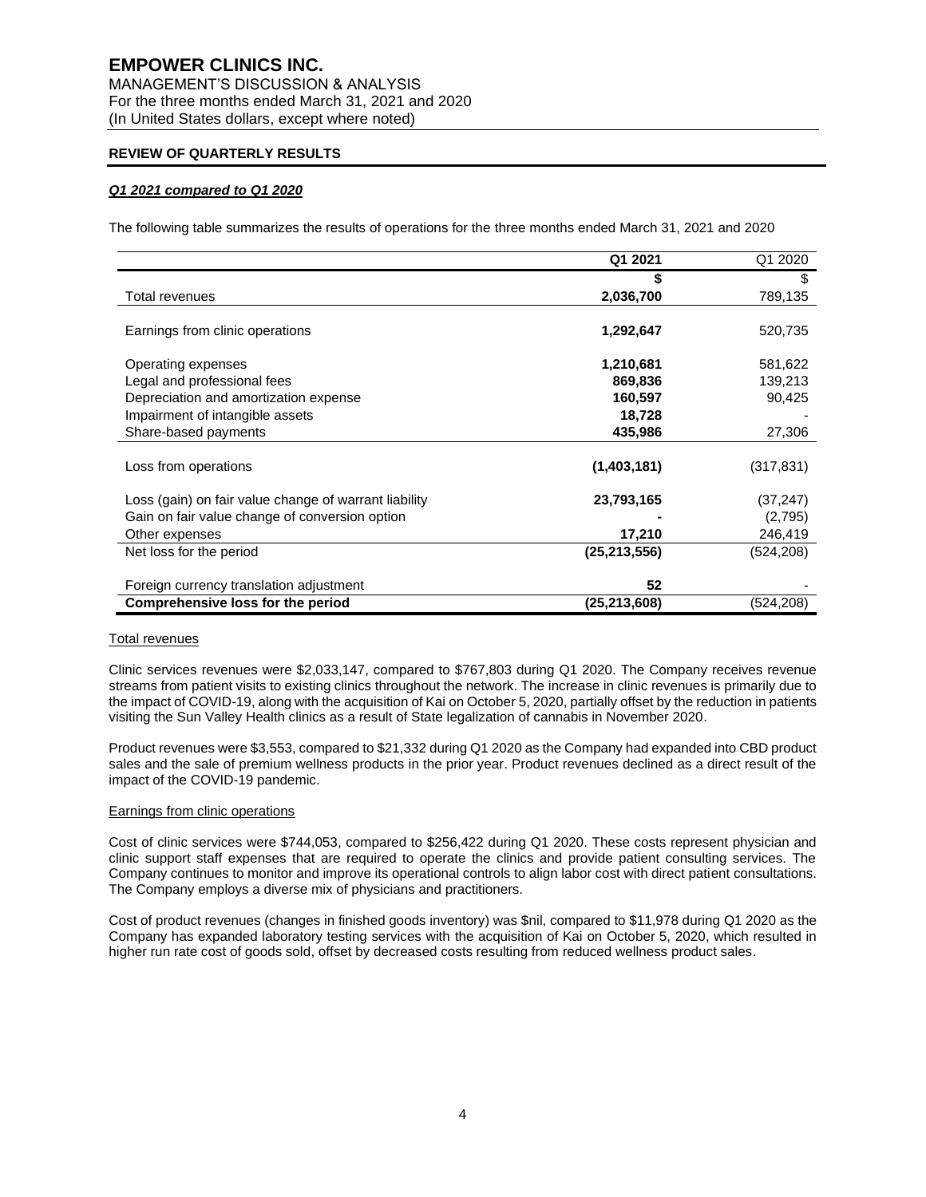## REVIEW OF QUARTERLY RESULTS

### ***Q1 2021 compared to Q1 2020***

The following table summarizes the results of operations for the three months ended March 31, 2021 and 2020

| | Q1 2021 | Q1 2020 |
|---|---|---|
| | **$** | $ |
| Total revenues | **2,036,700** | 789,135 |
| Earnings from clinic operations | **1,292,647** | 520,735 |
| Operating expenses | **1,210,681** | 581,622 |
| Legal and professional fees | **869,836** | 139,213 |
| Depreciation and amortization expense | **160,597** | 90,425 |
| Impairment of intangible assets | **18,728** | - |
| Share-based payments | **435,986** | 27,306 |
| Loss from operations | **(1,403,181)** | (317,831) |
| Loss (gain) on fair value change of warrant liability | **23,793,165** | (37,247) |
| Gain on fair value change of conversion option | **-** | (2,795) |
| Other expenses | **17,210** | 246,419 |
| Net loss for the period | **(25,213,556)** | (524,208) |
| Foreign currency translation adjustment | **52** | - |
| **Comprehensive loss for the period** | **(25,213,608)** | (524,208) |

#### Total revenues

Clinic services revenues were $2,033,147, compared to $767,803 during Q1 2020. The Company receives revenue streams from patient visits to existing clinics throughout the network. The increase in clinic revenues is primarily due to the impact of COVID-19, along with the acquisition of Kai on October 5, 2020, partially offset by the reduction in patients visiting the Sun Valley Health clinics as a result of State legalization of cannabis in November 2020.

Product revenues were $3,553, compared to $21,332 during Q1 2020 as the Company had expanded into CBD product sales and the sale of premium wellness products in the prior year. Product revenues declined as a direct result of the impact of the COVID-19 pandemic.

#### Earnings from clinic operations

Cost of clinic services were $744,053, compared to $256,422 during Q1 2020. These costs represent physician and clinic support staff expenses that are required to operate the clinics and provide patient consulting services. The Company continues to monitor and improve its operational controls to align labor cost with direct patient consultations. The Company employs a diverse mix of physicians and practitioners.

Cost of product revenues (changes in finished goods inventory) was $nil, compared to $11,978 during Q1 2020 as the Company has expanded laboratory testing services with the acquisition of Kai on October 5, 2020, which resulted in higher run rate cost of goods sold, offset by decreased costs resulting from reduced wellness product sales.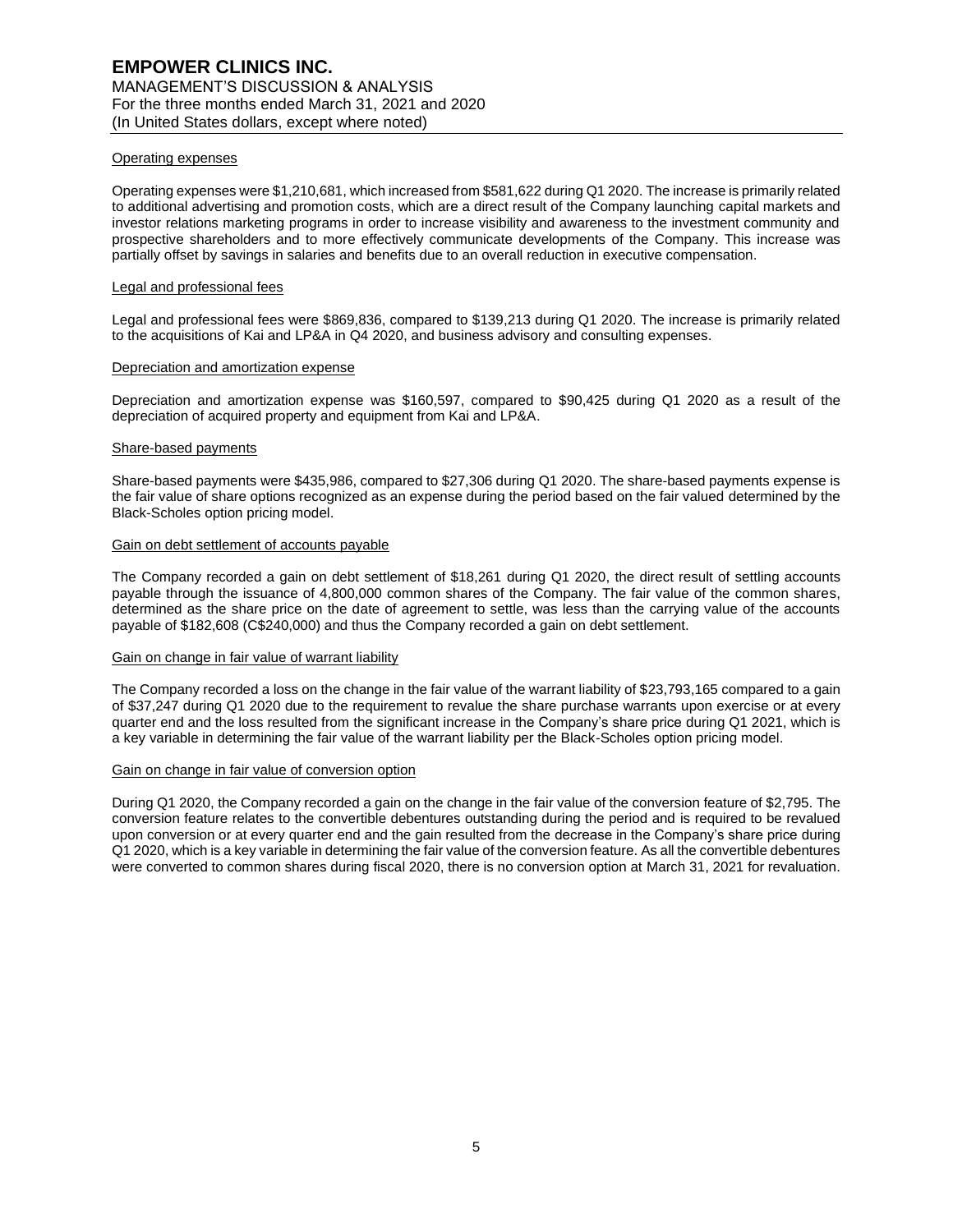Operating expenses

Operating expenses were $1,210,681, which increased from $581,622 during Q1 2020. The increase is primarily related to additional advertising and promotion costs, which are a direct result of the Company launching capital markets and investor relations marketing programs in order to increase visibility and awareness to the investment community and prospective shareholders and to more effectively communicate developments of the Company. This increase was partially offset by savings in salaries and benefits due to an overall reduction in executive compensation.

Legal and professional fees

Legal and professional fees were $869,836, compared to $139,213 during Q1 2020. The increase is primarily related to the acquisitions of Kai and LP&A in Q4 2020, and business advisory and consulting expenses.

Depreciation and amortization expense

Depreciation and amortization expense was $160,597, compared to $90,425 during Q1 2020 as a result of the depreciation of acquired property and equipment from Kai and LP&A.

Share-based payments

Share-based payments were $435,986, compared to $27,306 during Q1 2020. The share-based payments expense is the fair value of share options recognized as an expense during the period based on the fair valued determined by the Black-Scholes option pricing model.

Gain on debt settlement of accounts payable

The Company recorded a gain on debt settlement of $18,261 during Q1 2020, the direct result of settling accounts payable through the issuance of 4,800,000 common shares of the Company. The fair value of the common shares, determined as the share price on the date of agreement to settle, was less than the carrying value of the accounts payable of $182,608 (C$240,000) and thus the Company recorded a gain on debt settlement.

Gain on change in fair value of warrant liability

The Company recorded a loss on the change in the fair value of the warrant liability of $23,793,165 compared to a gain of $37,247 during Q1 2020 due to the requirement to revalue the share purchase warrants upon exercise or at every quarter end and the loss resulted from the significant increase in the Company's share price during Q1 2021, which is a key variable in determining the fair value of the warrant liability per the Black-Scholes option pricing model.

Gain on change in fair value of conversion option

During Q1 2020, the Company recorded a gain on the change in the fair value of the conversion feature of $2,795. The conversion feature relates to the convertible debentures outstanding during the period and is required to be revalued upon conversion or at every quarter end and the gain resulted from the decrease in the Company's share price during Q1 2020, which is a key variable in determining the fair value of the conversion feature. As all the convertible debentures were converted to common shares during fiscal 2020, there is no conversion option at March 31, 2021 for revaluation.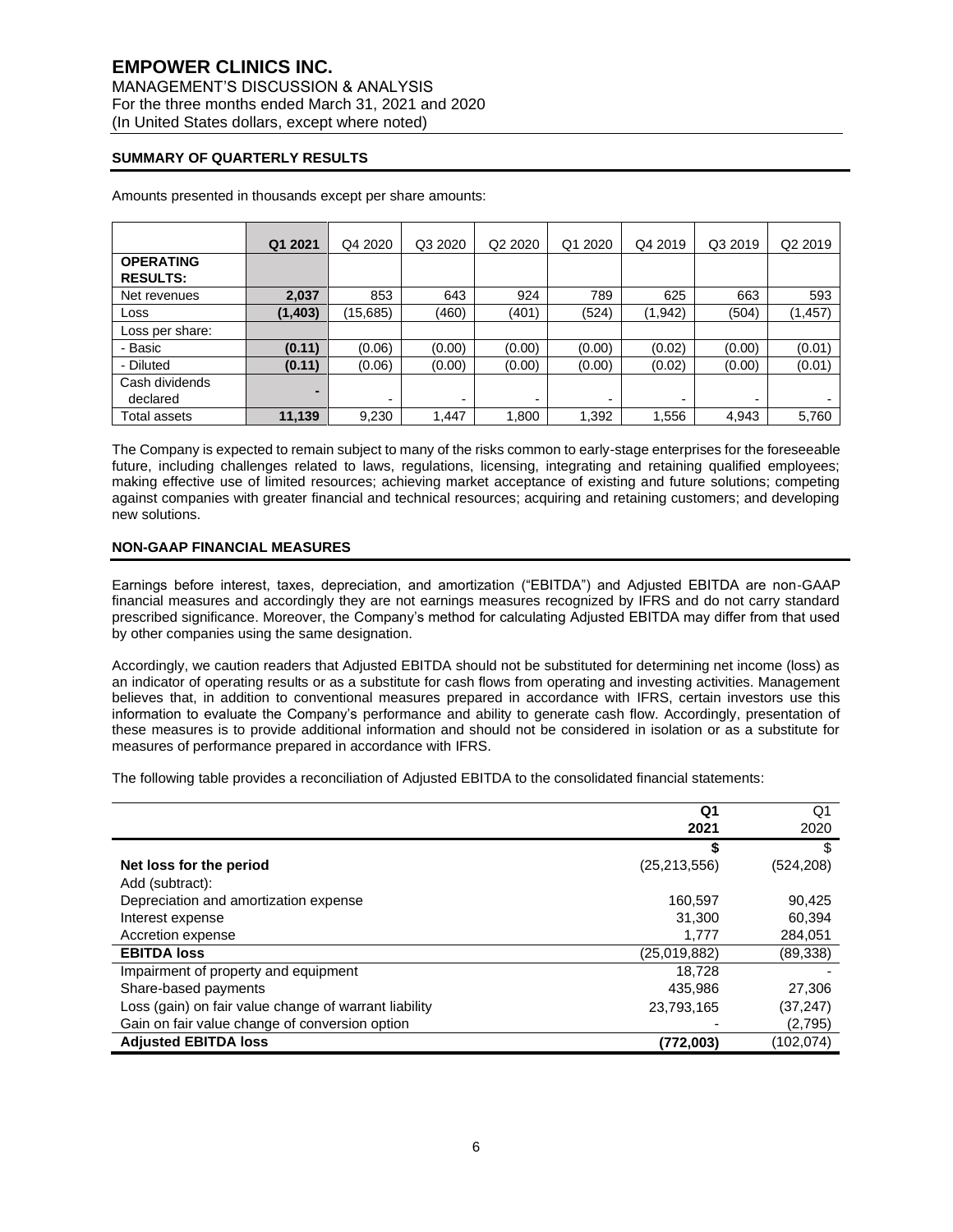## SUMMARY OF QUARTERLY RESULTS

Amounts presented in thousands except per share amounts:

| | **Q1 2021** | Q4 2020 | Q3 2020 | Q2 2020 | Q1 2020 | Q4 2019 | Q3 2019 | Q2 2019 |
|---|---|---|---|---|---|---|---|---|
| **OPERATING RESULTS:** | | | | | | | | |
| Net revenues | **2,037** | 853 | 643 | 924 | 789 | 625 | 663 | 593 |
| Loss | **(1,403)** | (15,685) | (460) | (401) | (524) | (1,942) | (504) | (1,457) |
| Loss per share: | | | | | | | | |
| - Basic | **(0.11)** | (0.06) | (0.00) | (0.00) | (0.00) | (0.02) | (0.00) | (0.01) |
| - Diluted | **(0.11)** | (0.06) | (0.00) | (0.00) | (0.00) | (0.02) | (0.00) | (0.01) |
| Cash dividends declared | **-** | - | - | - | - | - | - | - |
| Total assets | **11,139** | 9,230 | 1,447 | 1,800 | 1,392 | 1,556 | 4,943 | 5,760 |

The Company is expected to remain subject to many of the risks common to early-stage enterprises for the foreseeable future, including challenges related to laws, regulations, licensing, integrating and retaining qualified employees; making effective use of limited resources; achieving market acceptance of existing and future solutions; competing against companies with greater financial and technical resources; acquiring and retaining customers; and developing new solutions.

## NON-GAAP FINANCIAL MEASURES

Earnings before interest, taxes, depreciation, and amortization ("EBITDA") and Adjusted EBITDA are non-GAAP financial measures and accordingly they are not earnings measures recognized by IFRS and do not carry standard prescribed significance. Moreover, the Company's method for calculating Adjusted EBITDA may differ from that used by other companies using the same designation.

Accordingly, we caution readers that Adjusted EBITDA should not be substituted for determining net income (loss) as an indicator of operating results or as a substitute for cash flows from operating and investing activities. Management believes that, in addition to conventional measures prepared in accordance with IFRS, certain investors use this information to evaluate the Company's performance and ability to generate cash flow. Accordingly, presentation of these measures is to provide additional information and should not be considered in isolation or as a substitute for measures of performance prepared in accordance with IFRS.

The following table provides a reconciliation of Adjusted EBITDA to the consolidated financial statements:

| | **Q1 2021** | Q1 2020 |
|---|---|---|
| | **$** | $ |
| **Net loss for the period** | (25,213,556) | (524,208) |
| Add (subtract): | | |
| Depreciation and amortization expense | 160,597 | 90,425 |
| Interest expense | 31,300 | 60,394 |
| Accretion expense | 1,777 | 284,051 |
| **EBITDA loss** | (25,019,882) | (89,338) |
| Impairment of property and equipment | 18,728 | - |
| Share-based payments | 435,986 | 27,306 |
| Loss (gain) on fair value change of warrant liability | 23,793,165 | (37,247) |
| Gain on fair value change of conversion option | - | (2,795) |
| **Adjusted EBITDA loss** | **(772,003)** | (102,074) |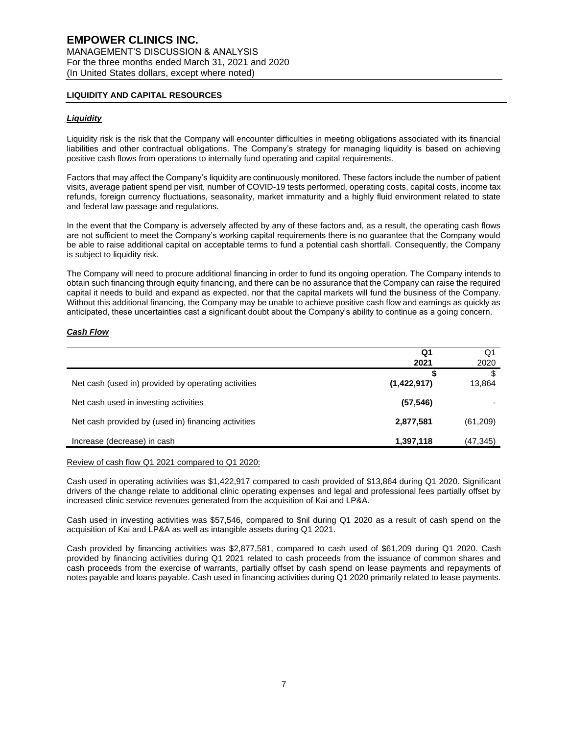## LIQUIDITY AND CAPITAL RESOURCES

### ***Liquidity***

Liquidity risk is the risk that the Company will encounter difficulties in meeting obligations associated with its financial liabilities and other contractual obligations. The Company's strategy for managing liquidity is based on achieving positive cash flows from operations to internally fund operating and capital requirements.

Factors that may affect the Company's liquidity are continuously monitored. These factors include the number of patient visits, average patient spend per visit, number of COVID-19 tests performed, operating costs, capital costs, income tax refunds, foreign currency fluctuations, seasonality, market immaturity and a highly fluid environment related to state and federal law passage and regulations.

In the event that the Company is adversely affected by any of these factors and, as a result, the operating cash flows are not sufficient to meet the Company's working capital requirements there is no guarantee that the Company would be able to raise additional capital on acceptable terms to fund a potential cash shortfall. Consequently, the Company is subject to liquidity risk.

The Company will need to procure additional financing in order to fund its ongoing operation. The Company intends to obtain such financing through equity financing, and there can be no assurance that the Company can raise the required capital it needs to build and expand as expected, nor that the capital markets will fund the business of the Company. Without this additional financing, the Company may be unable to achieve positive cash flow and earnings as quickly as anticipated, these uncertainties cast a significant doubt about the Company's ability to continue as a going concern.

### ***Cash Flow***

| | **Q1 2021** | Q1 2020 |
|---|---|---|
| | **$** | $ |
| Net cash (used in) provided by operating activities | **(1,422,917)** | 13,864 |
| Net cash used in investing activities | **(57,546)** | - |
| Net cash provided by (used in) financing activities | **2,877,581** | (61,209) |
| Increase (decrease) in cash | **1,397,118** | (47,345) |

Review of cash flow Q1 2021 compared to Q1 2020:

Cash used in operating activities was $1,422,917 compared to cash provided of $13,864 during Q1 2020. Significant drivers of the change relate to additional clinic operating expenses and legal and professional fees partially offset by increased clinic service revenues generated from the acquisition of Kai and LP&A.

Cash used in investing activities was $57,546, compared to $nil during Q1 2020 as a result of cash spend on the acquisition of Kai and LP&A as well as intangible assets during Q1 2021.

Cash provided by financing activities was $2,877,581, compared to cash used of $61,209 during Q1 2020. Cash provided by financing activities during Q1 2021 related to cash proceeds from the issuance of common shares and cash proceeds from the exercise of warrants, partially offset by cash spend on lease payments and repayments of notes payable and loans payable. Cash used in financing activities during Q1 2020 primarily related to lease payments.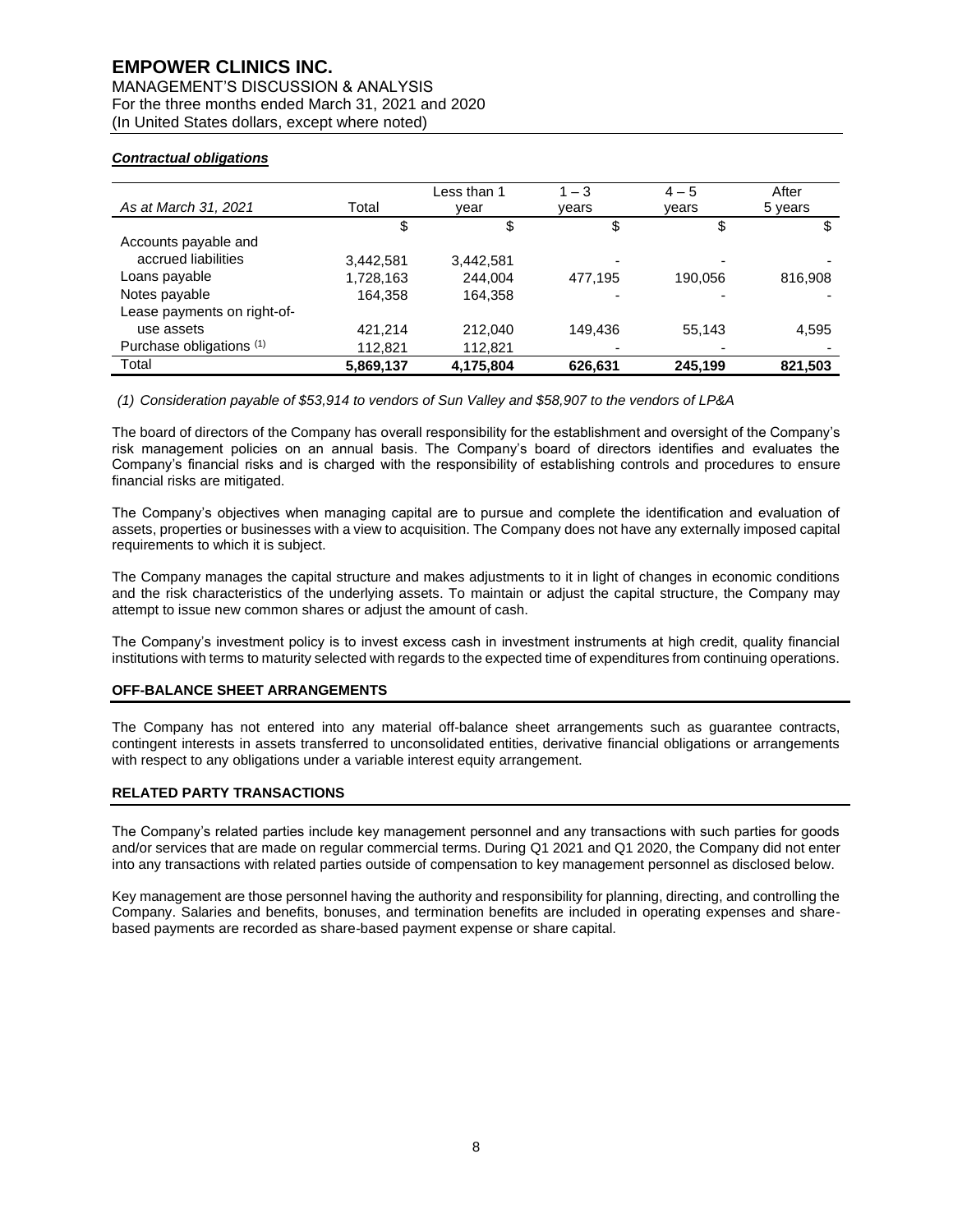***Contractual obligations***

| As at March 31, 2021 | Total | Less than 1 year | 1 – 3 years | 4 – 5 years | After 5 years |
|---|---|---|---|---|---|
| | $ | $ | $ | $ | $ |
| Accounts payable and accrued liabilities | 3,442,581 | 3,442,581 | - | - | - |
| Loans payable | 1,728,163 | 244,004 | 477,195 | 190,056 | 816,908 |
| Notes payable | 164,358 | 164,358 | - | - | - |
| Lease payments on right-of-use assets | 421,214 | 212,040 | 149,436 | 55,143 | 4,595 |
| Purchase obligations (1) | 112,821 | 112,821 | - | - | - |
| Total | **5,869,137** | **4,175,804** | **626,631** | **245,199** | **821,503** |

*(1) Consideration payable of $53,914 to vendors of Sun Valley and $58,907 to the vendors of LP&A*

The board of directors of the Company has overall responsibility for the establishment and oversight of the Company's risk management policies on an annual basis. The Company's board of directors identifies and evaluates the Company's financial risks and is charged with the responsibility of establishing controls and procedures to ensure financial risks are mitigated.

The Company's objectives when managing capital are to pursue and complete the identification and evaluation of assets, properties or businesses with a view to acquisition. The Company does not have any externally imposed capital requirements to which it is subject.

The Company manages the capital structure and makes adjustments to it in light of changes in economic conditions and the risk characteristics of the underlying assets. To maintain or adjust the capital structure, the Company may attempt to issue new common shares or adjust the amount of cash.

The Company's investment policy is to invest excess cash in investment instruments at high credit, quality financial institutions with terms to maturity selected with regards to the expected time of expenditures from continuing operations.

## OFF-BALANCE SHEET ARRANGEMENTS

The Company has not entered into any material off-balance sheet arrangements such as guarantee contracts, contingent interests in assets transferred to unconsolidated entities, derivative financial obligations or arrangements with respect to any obligations under a variable interest equity arrangement.

## RELATED PARTY TRANSACTIONS

The Company's related parties include key management personnel and any transactions with such parties for goods and/or services that are made on regular commercial terms. During Q1 2021 and Q1 2020, the Company did not enter into any transactions with related parties outside of compensation to key management personnel as disclosed below.

Key management are those personnel having the authority and responsibility for planning, directing, and controlling the Company. Salaries and benefits, bonuses, and termination benefits are included in operating expenses and share-based payments are recorded as share-based payment expense or share capital.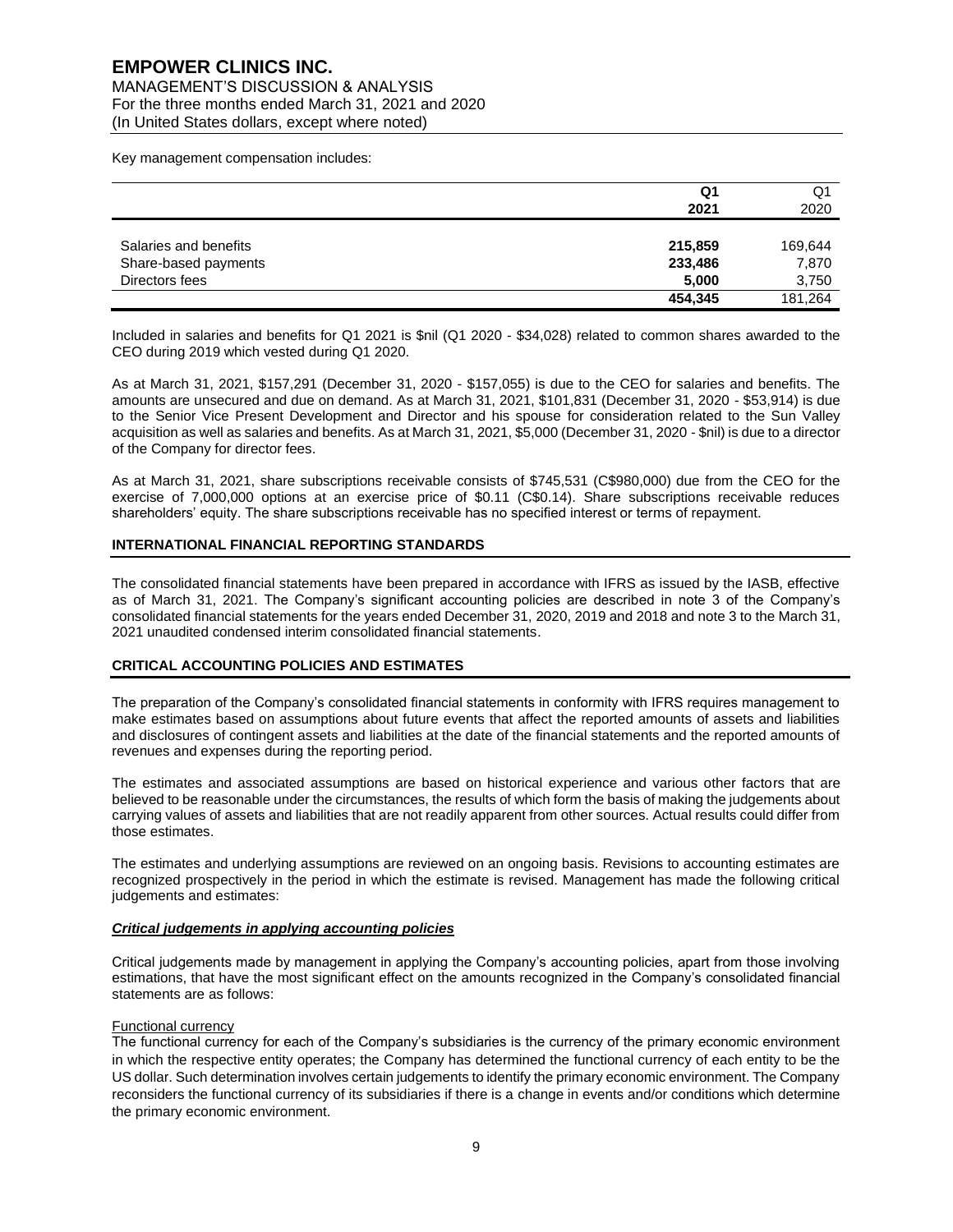Key management compensation includes:

| | Q1 2021 | Q1 2020 |
|---|---|---|
| Salaries and benefits | **215,859** | 169,644 |
| Share-based payments | **233,486** | 7,870 |
| Directors fees | **5,000** | 3,750 |
| | **454,345** | 181,264 |

Included in salaries and benefits for Q1 2021 is $nil (Q1 2020 - $34,028) related to common shares awarded to the CEO during 2019 which vested during Q1 2020.

As at March 31, 2021, $157,291 (December 31, 2020 - $157,055) is due to the CEO for salaries and benefits. The amounts are unsecured and due on demand. As at March 31, 2021, $101,831 (December 31, 2020 - $53,914) is due to the Senior Vice Present Development and Director and his spouse for consideration related to the Sun Valley acquisition as well as salaries and benefits. As at March 31, 2021, $5,000 (December 31, 2020 - $nil) is due to a director of the Company for director fees.

As at March 31, 2021, share subscriptions receivable consists of $745,531 (C$980,000) due from the CEO for the exercise of 7,000,000 options at an exercise price of $0.11 (C$0.14). Share subscriptions receivable reduces shareholders' equity. The share subscriptions receivable has no specified interest or terms of repayment.

## INTERNATIONAL FINANCIAL REPORTING STANDARDS

The consolidated financial statements have been prepared in accordance with IFRS as issued by the IASB, effective as of March 31, 2021. The Company's significant accounting policies are described in note 3 of the Company's consolidated financial statements for the years ended December 31, 2020, 2019 and 2018 and note 3 to the March 31, 2021 unaudited condensed interim consolidated financial statements.

## CRITICAL ACCOUNTING POLICIES AND ESTIMATES

The preparation of the Company's consolidated financial statements in conformity with IFRS requires management to make estimates based on assumptions about future events that affect the reported amounts of assets and liabilities and disclosures of contingent assets and liabilities at the date of the financial statements and the reported amounts of revenues and expenses during the reporting period.

The estimates and associated assumptions are based on historical experience and various other factors that are believed to be reasonable under the circumstances, the results of which form the basis of making the judgements about carrying values of assets and liabilities that are not readily apparent from other sources. Actual results could differ from those estimates.

The estimates and underlying assumptions are reviewed on an ongoing basis. Revisions to accounting estimates are recognized prospectively in the period in which the estimate is revised. Management has made the following critical judgements and estimates:

### ***Critical judgements in applying accounting policies***

Critical judgements made by management in applying the Company's accounting policies, apart from those involving estimations, that have the most significant effect on the amounts recognized in the Company's consolidated financial statements are as follows:

Functional currency

The functional currency for each of the Company's subsidiaries is the currency of the primary economic environment in which the respective entity operates; the Company has determined the functional currency of each entity to be the US dollar. Such determination involves certain judgements to identify the primary economic environment. The Company reconsiders the functional currency of its subsidiaries if there is a change in events and/or conditions which determine the primary economic environment.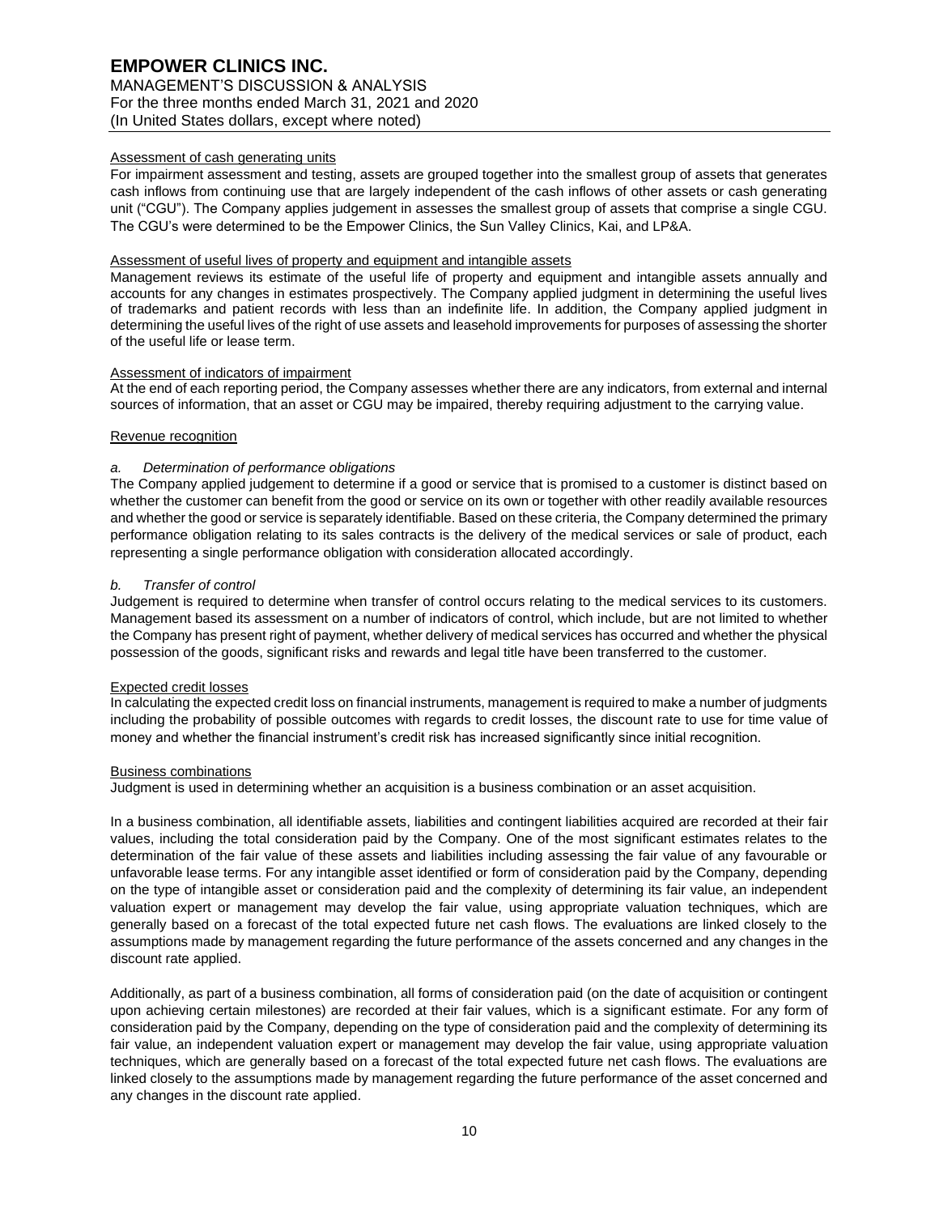#### Assessment of cash generating units

For impairment assessment and testing, assets are grouped together into the smallest group of assets that generates cash inflows from continuing use that are largely independent of the cash inflows of other assets or cash generating unit ("CGU"). The Company applies judgement in assesses the smallest group of assets that comprise a single CGU. The CGU's were determined to be the Empower Clinics, the Sun Valley Clinics, Kai, and LP&A.

#### Assessment of useful lives of property and equipment and intangible assets

Management reviews its estimate of the useful life of property and equipment and intangible assets annually and accounts for any changes in estimates prospectively. The Company applied judgment in determining the useful lives of trademarks and patient records with less than an indefinite life. In addition, the Company applied judgment in determining the useful lives of the right of use assets and leasehold improvements for purposes of assessing the shorter of the useful life or lease term.

#### Assessment of indicators of impairment

At the end of each reporting period, the Company assesses whether there are any indicators, from external and internal sources of information, that an asset or CGU may be impaired, thereby requiring adjustment to the carrying value.

#### Revenue recognition

*a. Determination of performance obligations*

The Company applied judgement to determine if a good or service that is promised to a customer is distinct based on whether the customer can benefit from the good or service on its own or together with other readily available resources and whether the good or service is separately identifiable. Based on these criteria, the Company determined the primary performance obligation relating to its sales contracts is the delivery of the medical services or sale of product, each representing a single performance obligation with consideration allocated accordingly.

*b. Transfer of control*

Judgement is required to determine when transfer of control occurs relating to the medical services to its customers. Management based its assessment on a number of indicators of control, which include, but are not limited to whether the Company has present right of payment, whether delivery of medical services has occurred and whether the physical possession of the goods, significant risks and rewards and legal title have been transferred to the customer.

#### Expected credit losses

In calculating the expected credit loss on financial instruments, management is required to make a number of judgments including the probability of possible outcomes with regards to credit losses, the discount rate to use for time value of money and whether the financial instrument's credit risk has increased significantly since initial recognition.

#### Business combinations

Judgment is used in determining whether an acquisition is a business combination or an asset acquisition.

In a business combination, all identifiable assets, liabilities and contingent liabilities acquired are recorded at their fair values, including the total consideration paid by the Company. One of the most significant estimates relates to the determination of the fair value of these assets and liabilities including assessing the fair value of any favourable or unfavorable lease terms. For any intangible asset identified or form of consideration paid by the Company, depending on the type of intangible asset or consideration paid and the complexity of determining its fair value, an independent valuation expert or management may develop the fair value, using appropriate valuation techniques, which are generally based on a forecast of the total expected future net cash flows. The evaluations are linked closely to the assumptions made by management regarding the future performance of the assets concerned and any changes in the discount rate applied.

Additionally, as part of a business combination, all forms of consideration paid (on the date of acquisition or contingent upon achieving certain milestones) are recorded at their fair values, which is a significant estimate. For any form of consideration paid by the Company, depending on the type of consideration paid and the complexity of determining its fair value, an independent valuation expert or management may develop the fair value, using appropriate valuation techniques, which are generally based on a forecast of the total expected future net cash flows. The evaluations are linked closely to the assumptions made by management regarding the future performance of the asset concerned and any changes in the discount rate applied.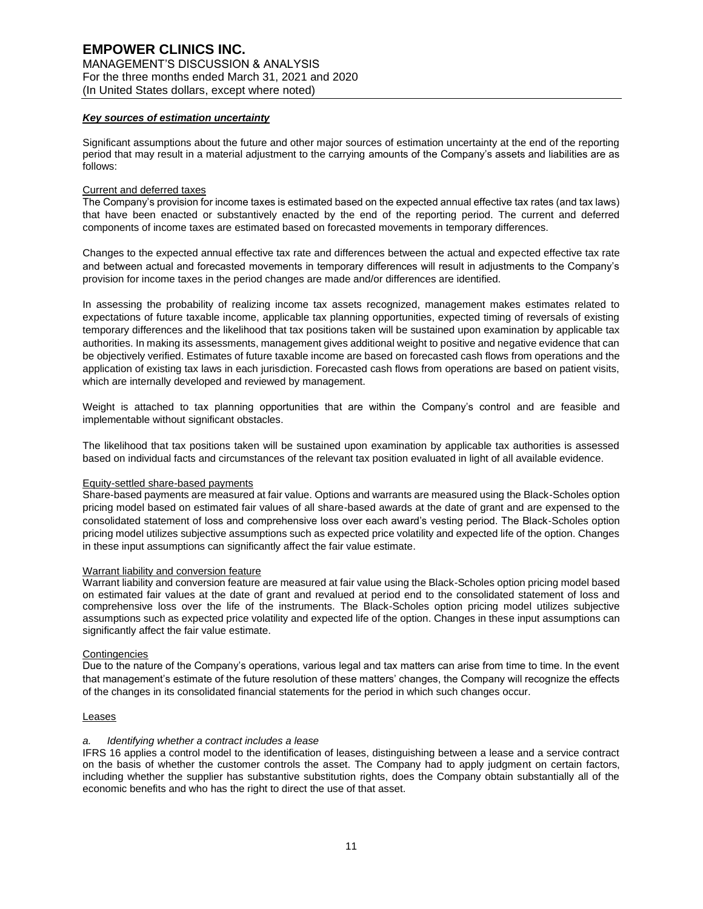### ***Key sources of estimation uncertainty***

Significant assumptions about the future and other major sources of estimation uncertainty at the end of the reporting period that may result in a material adjustment to the carrying amounts of the Company's assets and liabilities are as follows:

Current and deferred taxes

The Company's provision for income taxes is estimated based on the expected annual effective tax rates (and tax laws) that have been enacted or substantively enacted by the end of the reporting period. The current and deferred components of income taxes are estimated based on forecasted movements in temporary differences.

Changes to the expected annual effective tax rate and differences between the actual and expected effective tax rate and between actual and forecasted movements in temporary differences will result in adjustments to the Company's provision for income taxes in the period changes are made and/or differences are identified.

In assessing the probability of realizing income tax assets recognized, management makes estimates related to expectations of future taxable income, applicable tax planning opportunities, expected timing of reversals of existing temporary differences and the likelihood that tax positions taken will be sustained upon examination by applicable tax authorities. In making its assessments, management gives additional weight to positive and negative evidence that can be objectively verified. Estimates of future taxable income are based on forecasted cash flows from operations and the application of existing tax laws in each jurisdiction. Forecasted cash flows from operations are based on patient visits, which are internally developed and reviewed by management.

Weight is attached to tax planning opportunities that are within the Company's control and are feasible and implementable without significant obstacles.

The likelihood that tax positions taken will be sustained upon examination by applicable tax authorities is assessed based on individual facts and circumstances of the relevant tax position evaluated in light of all available evidence.

Equity-settled share-based payments

Share-based payments are measured at fair value. Options and warrants are measured using the Black-Scholes option pricing model based on estimated fair values of all share-based awards at the date of grant and are expensed to the consolidated statement of loss and comprehensive loss over each award's vesting period. The Black-Scholes option pricing model utilizes subjective assumptions such as expected price volatility and expected life of the option. Changes in these input assumptions can significantly affect the fair value estimate.

Warrant liability and conversion feature

Warrant liability and conversion feature are measured at fair value using the Black-Scholes option pricing model based on estimated fair values at the date of grant and revalued at period end to the consolidated statement of loss and comprehensive loss over the life of the instruments. The Black-Scholes option pricing model utilizes subjective assumptions such as expected price volatility and expected life of the option. Changes in these input assumptions can significantly affect the fair value estimate.

Contingencies

Due to the nature of the Company's operations, various legal and tax matters can arise from time to time. In the event that management's estimate of the future resolution of these matters' changes, the Company will recognize the effects of the changes in its consolidated financial statements for the period in which such changes occur.

Leases

*a. Identifying whether a contract includes a lease*

IFRS 16 applies a control model to the identification of leases, distinguishing between a lease and a service contract on the basis of whether the customer controls the asset. The Company had to apply judgment on certain factors, including whether the supplier has substantive substitution rights, does the Company obtain substantially all of the economic benefits and who has the right to direct the use of that asset.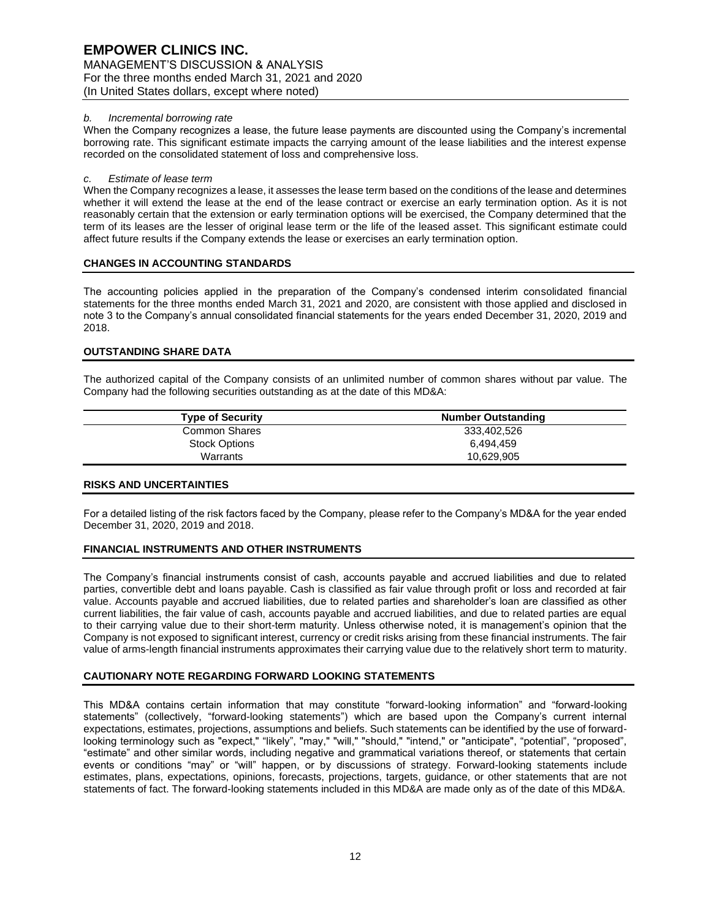*b. Incremental borrowing rate*

When the Company recognizes a lease, the future lease payments are discounted using the Company's incremental borrowing rate. This significant estimate impacts the carrying amount of the lease liabilities and the interest expense recorded on the consolidated statement of loss and comprehensive loss.

*c. Estimate of lease term*

When the Company recognizes a lease, it assesses the lease term based on the conditions of the lease and determines whether it will extend the lease at the end of the lease contract or exercise an early termination option. As it is not reasonably certain that the extension or early termination options will be exercised, the Company determined that the term of its leases are the lesser of original lease term or the life of the leased asset. This significant estimate could affect future results if the Company extends the lease or exercises an early termination option.

## CHANGES IN ACCOUNTING STANDARDS

The accounting policies applied in the preparation of the Company's condensed interim consolidated financial statements for the three months ended March 31, 2021 and 2020, are consistent with those applied and disclosed in note 3 to the Company's annual consolidated financial statements for the years ended December 31, 2020, 2019 and 2018.

## OUTSTANDING SHARE DATA

The authorized capital of the Company consists of an unlimited number of common shares without par value. The Company had the following securities outstanding as at the date of this MD&A:

| Type of Security | Number Outstanding |
|---|---|
| Common Shares | 333,402,526 |
| Stock Options | 6,494,459 |
| Warrants | 10,629,905 |

## RISKS AND UNCERTAINTIES

For a detailed listing of the risk factors faced by the Company, please refer to the Company's MD&A for the year ended December 31, 2020, 2019 and 2018.

## FINANCIAL INSTRUMENTS AND OTHER INSTRUMENTS

The Company's financial instruments consist of cash, accounts payable and accrued liabilities and due to related parties, convertible debt and loans payable. Cash is classified as fair value through profit or loss and recorded at fair value. Accounts payable and accrued liabilities, due to related parties and shareholder's loan are classified as other current liabilities, the fair value of cash, accounts payable and accrued liabilities, and due to related parties are equal to their carrying value due to their short-term maturity. Unless otherwise noted, it is management's opinion that the Company is not exposed to significant interest, currency or credit risks arising from these financial instruments. The fair value of arms-length financial instruments approximates their carrying value due to the relatively short term to maturity.

## CAUTIONARY NOTE REGARDING FORWARD LOOKING STATEMENTS

This MD&A contains certain information that may constitute "forward-looking information" and "forward-looking statements" (collectively, "forward-looking statements") which are based upon the Company's current internal expectations, estimates, projections, assumptions and beliefs. Such statements can be identified by the use of forward-looking terminology such as "expect," "likely", "may," "will," "should," "intend," or "anticipate", "potential", "proposed", "estimate" and other similar words, including negative and grammatical variations thereof, or statements that certain events or conditions "may" or "will" happen, or by discussions of strategy. Forward-looking statements include estimates, plans, expectations, opinions, forecasts, projections, targets, guidance, or other statements that are not statements of fact. The forward-looking statements included in this MD&A are made only as of the date of this MD&A.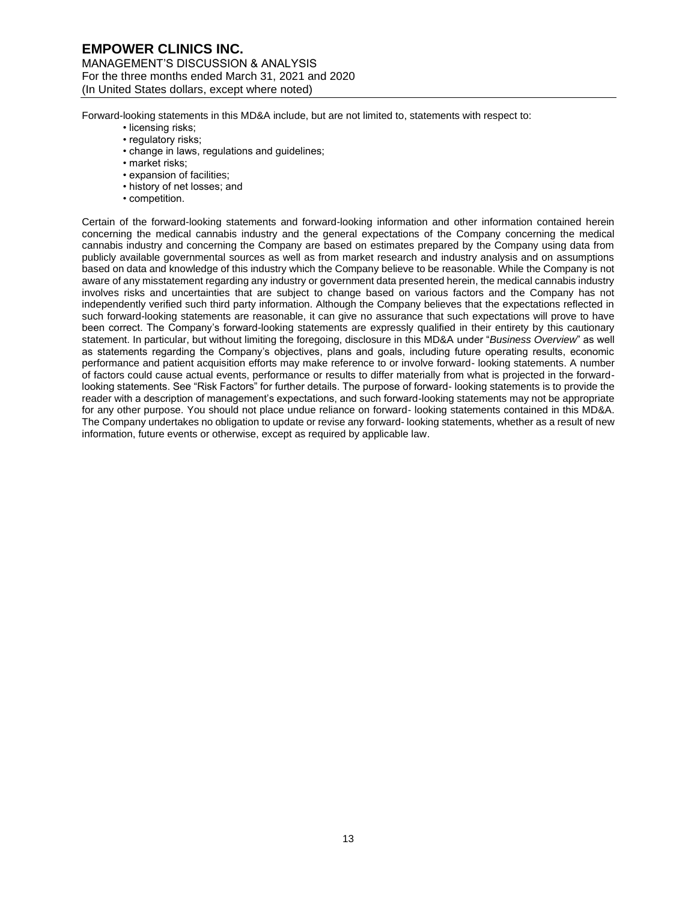Forward-looking statements in this MD&A include, but are not limited to, statements with respect to:

- licensing risks;
- regulatory risks;
- change in laws, regulations and guidelines;
- market risks;
- expansion of facilities;
- history of net losses; and
- competition.

Certain of the forward-looking statements and forward-looking information and other information contained herein concerning the medical cannabis industry and the general expectations of the Company concerning the medical cannabis industry and concerning the Company are based on estimates prepared by the Company using data from publicly available governmental sources as well as from market research and industry analysis and on assumptions based on data and knowledge of this industry which the Company believe to be reasonable. While the Company is not aware of any misstatement regarding any industry or government data presented herein, the medical cannabis industry involves risks and uncertainties that are subject to change based on various factors and the Company has not independently verified such third party information. Although the Company believes that the expectations reflected in such forward-looking statements are reasonable, it can give no assurance that such expectations will prove to have been correct. The Company's forward-looking statements are expressly qualified in their entirety by this cautionary statement. In particular, but without limiting the foregoing, disclosure in this MD&A under "*Business Overview*" as well as statements regarding the Company's objectives, plans and goals, including future operating results, economic performance and patient acquisition efforts may make reference to or involve forward- looking statements. A number of factors could cause actual events, performance or results to differ materially from what is projected in the forward-looking statements. See "Risk Factors" for further details. The purpose of forward- looking statements is to provide the reader with a description of management's expectations, and such forward-looking statements may not be appropriate for any other purpose. You should not place undue reliance on forward- looking statements contained in this MD&A. The Company undertakes no obligation to update or revise any forward- looking statements, whether as a result of new information, future events or otherwise, except as required by applicable law.